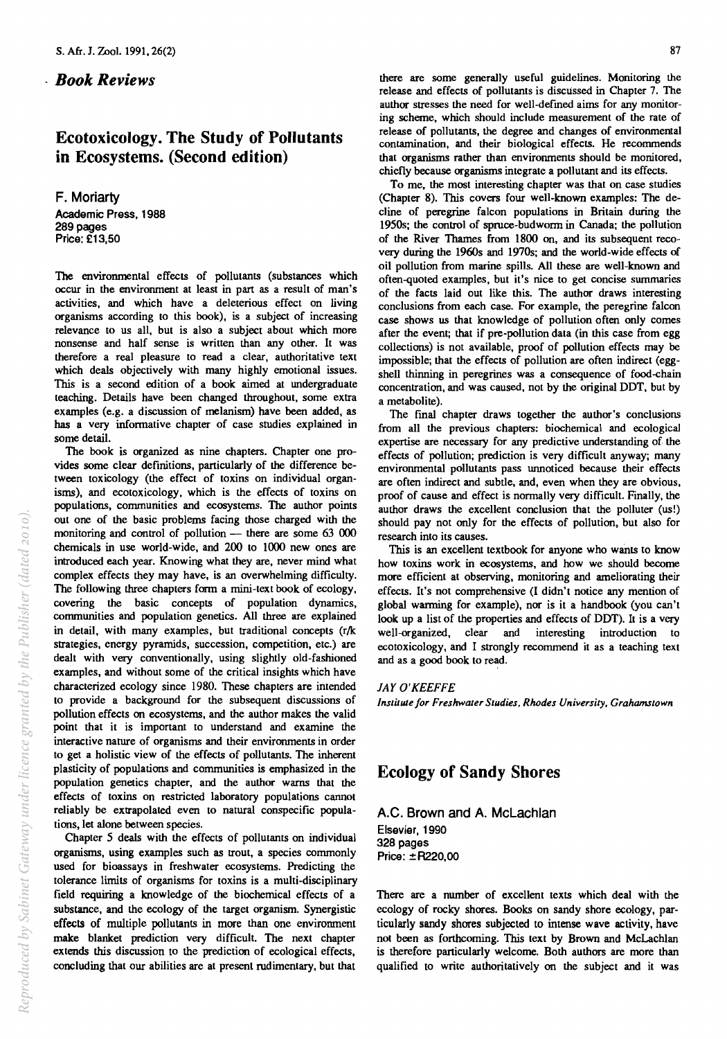# Book Reviews

## Ecotoxicology. The Study of Pollutants in Ecosystems. (Second edition)

**F. Moriarty**
Academic Press, 1988
289 pages
Price: £13,50

The environmental effects of pollutants (substances which occur in the environment at least in part as a result of man's activities, and which have a deleterious effect on living organisms according to this book), is a subject of increasing relevance to us all, but is also a subject about which more nonsense and half sense is written than any other. It was therefore a real pleasure to read a clear, authoritative text which deals objectively with many highly emotional issues. This is a second edition of a book aimed at undergraduate teaching. Details have been changed throughout, some extra examples (e.g. a discussion of melanism) have been added, as has a very informative chapter of case studies explained in some detail.

The book is organized as nine chapters. Chapter one provides some clear definitions, particularly of the difference between toxicology (the effect of toxins on individual organisms), and ecotoxicology, which is the effects of toxins on populations, communities and ecosystems. The author points out one of the basic problems facing those charged with the monitoring and control of pollution — there are some 63 000 chemicals in use world-wide, and 200 to 1000 new ones are introduced each year. Knowing what they are, never mind what complex effects they may have, is an overwhelming difficulty. The following three chapters form a mini-text book of ecology, covering the basic concepts of population dynamics, communities and population genetics. All three are explained in detail, with many examples, but traditional concepts (r/k strategies, energy pyramids, succession, competition, etc.) are dealt with very conventionally, using slightly old-fashioned examples, and without some of the critical insights which have characterized ecology since 1980. These chapters are intended to provide a background for the subsequent discussions of pollution effects on ecosystems, and the author makes the valid point that it is important to understand and examine the interactive nature of organisms and their environments in order to get a holistic view of the effects of pollutants. The inherent plasticity of populations and communities is emphasized in the population genetics chapter, and the author warns that the effects of toxins on restricted laboratory populations cannot reliably be extrapolated even to natural conspecific populations, let alone between species.

Chapter 5 deals with the effects of pollutants on individual organisms, using examples such as trout, a species commonly used for bioassays in freshwater ecosystems. Predicting the tolerance limits of organisms for toxins is a multi-disciplinary field requiring a knowledge of the biochemical effects of a substance, and the ecology of the target organism. Synergistic effects of multiple pollutants in more than one environment make blanket prediction very difficult. The next chapter extends this discussion to the prediction of ecological effects, concluding that our abilities are at present rudimentary, but that there are some generally useful guidelines. Monitoring the release and effects of pollutants is discussed in Chapter 7. The author stresses the need for well-defined aims for any monitoring scheme, which should include measurement of the rate of release of pollutants, the degree and changes of environmental contamination, and their biological effects. He recommends that organisms rather than environments should be monitored, chiefly because organisms integrate a pollutant and its effects.

To me, the most interesting chapter was that on case studies (Chapter 8). This covers four well-known examples: The decline of peregrine falcon populations in Britain during the 1950s; the control of spruce-budworm in Canada; the pollution of the River Thames from 1800 on, and its subsequent recovery during the 1960s and 1970s; and the world-wide effects of oil pollution from marine spills. All these are well-known and often-quoted examples, but it's nice to get concise summaries of the facts laid out like this. The author draws interesting conclusions from each case. For example, the peregrine falcon case shows us that knowledge of pollution often only comes after the event; that if pre-pollution data (in this case from egg collections) is not available, proof of pollution effects may be impossible; that the effects of pollution are often indirect (egg-shell thinning in peregrines was a consequence of food-chain concentration, and was caused, not by the original DDT, but by a metabolite).

The final chapter draws together the author's conclusions from all the previous chapters: biochemical and ecological expertise are necessary for any predictive understanding of the effects of pollution; prediction is very difficult anyway; many environmental pollutants pass unnoticed because their effects are often indirect and subtle, and, even when they are obvious, proof of cause and effect is normally very difficult. Finally, the author draws the excellent conclusion that the polluter (us!) should pay not only for the effects of pollution, but also for research into its causes.

This is an excellent textbook for anyone who wants to know how toxins work in ecosystems, and how we should become more efficient at observing, monitoring and ameliorating their effects. It's not comprehensive (I didn't notice any mention of global warming for example), nor is it a handbook (you can't look up a list of the properties and effects of DDT). It is a very well-organized, clear and interesting introduction to ecotoxicology, and I strongly recommend it as a teaching text and as a good book to read.

*JAY O'KEEFFE*
*Institute for Freshwater Studies, Rhodes University, Grahamstown*

## Ecology of Sandy Shores

**A.C. Brown and A. McLachlan**
Elsevier, 1990
328 pages
Price: ±R220,00

There are a number of excellent texts which deal with the ecology of rocky shores. Books on sandy shore ecology, particularly sandy shores subjected to intense wave activity, have not been as forthcoming. This text by Brown and McLachlan is therefore particularly welcome. Both authors are more than qualified to write authoritatively on the subject and it was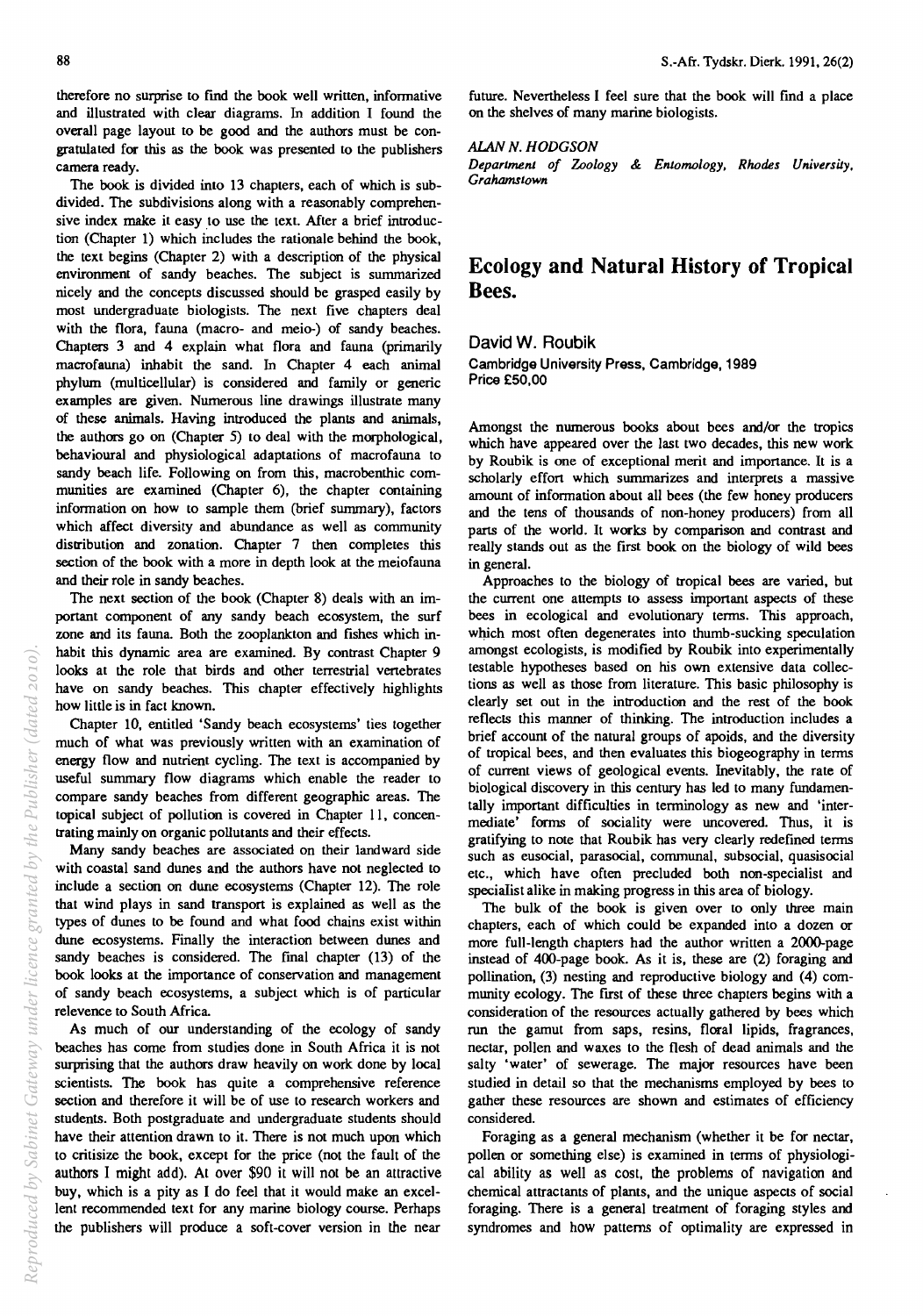therefore no surprise to find the book well written, informative and illustrated with clear diagrams. In addition I found the overall page layout to be good and the authors must be congratulated for this as the book was presented to the publishers camera ready.

The book is divided into 13 chapters, each of which is subdivided. The subdivisions along with a reasonably comprehensive index make it easy to use the text. After a brief introduction (Chapter 1) which includes the rationale behind the book, the text begins (Chapter 2) with a description of the physical environment of sandy beaches. The subject is summarized nicely and the concepts discussed should be grasped easily by most undergraduate biologists. The next five chapters deal with the flora, fauna (macro- and meio-) of sandy beaches. Chapters 3 and 4 explain what flora and fauna (primarily macrofauna) inhabit the sand. In Chapter 4 each animal phylum (multicellular) is considered and family or generic examples are given. Numerous line drawings illustrate many of these animals. Having introduced the plants and animals, the authors go on (Chapter 5) to deal with the morphological, behavioural and physiological adaptations of macrofauna to sandy beach life. Following on from this, macrobenthic communities are examined (Chapter 6), the chapter containing information on how to sample them (brief summary), factors which affect diversity and abundance as well as community distribution and zonation. Chapter 7 then completes this section of the book with a more in depth look at the meiofauna and their role in sandy beaches.

The next section of the book (Chapter 8) deals with an important component of any sandy beach ecosystem, the surf zone and its fauna. Both the zooplankton and fishes which inhabit this dynamic area are examined. By contrast Chapter 9 looks at the role that birds and other terrestrial vertebrates have on sandy beaches. This chapter effectively highlights how little is in fact known.

Chapter 10, entitled 'Sandy beach ecosystems' ties together much of what was previously written with an examination of energy flow and nutrient cycling. The text is accompanied by useful summary flow diagrams which enable the reader to compare sandy beaches from different geographic areas. The topical subject of pollution is covered in Chapter 11, concentrating mainly on organic pollutants and their effects.

Many sandy beaches are associated on their landward side with coastal sand dunes and the authors have not neglected to include a section on dune ecosystems (Chapter 12). The role that wind plays in sand transport is explained as well as the types of dunes to be found and what food chains exist within dune ecosystems. Finally the interaction between dunes and sandy beaches is considered. The final chapter (13) of the book looks at the importance of conservation and management of sandy beach ecosystems, a subject which is of particular relevence to South Africa.

As much of our understanding of the ecology of sandy beaches has come from studies done in South Africa it is not surprising that the authors draw heavily on work done by local scientists. The book has quite a comprehensive reference section and therefore it will be of use to research workers and students. Both postgraduate and undergraduate students should have their attention drawn to it. There is not much upon which to critisize the book, except for the price (not the fault of the authors I might add). At over $90 it will not be an attractive buy, which is a pity as I do feel that it would make an excellent recommended text for any marine biology course. Perhaps the publishers will produce a soft-cover version in the near future. Nevertheless I feel sure that the book will find a place on the shelves of many marine biologists.

*ALAN N. HODGSON*

*Department of Zoology & Entomology, Rhodes University, Grahamstown*

## Ecology and Natural History of Tropical Bees.

**David W. Roubik**

**Cambridge University Press, Cambridge, 1989**
**Price £50,00**

Amongst the numerous books about bees and/or the tropics which have appeared over the last two decades, this new work by Roubik is one of exceptional merit and importance. It is a scholarly effort which summarizes and interprets a massive amount of information about all bees (the few honey producers and the tens of thousands of non-honey producers) from all parts of the world. It works by comparison and contrast and really stands out as the first book on the biology of wild bees in general.

Approaches to the biology of tropical bees are varied, but the current one attempts to assess important aspects of these bees in ecological and evolutionary terms. This approach, which most often degenerates into thumb-sucking speculation amongst ecologists, is modified by Roubik into experimentally testable hypotheses based on his own extensive data collections as well as those from literature. This basic philosophy is clearly set out in the introduction and the rest of the book reflects this manner of thinking. The introduction includes a brief account of the natural groups of apoids, and the diversity of tropical bees, and then evaluates this biogeography in terms of current views of geological events. Inevitably, the rate of biological discovery in this century has led to many fundamentally important difficulties in terminology as new and 'intermediate' forms of sociality were uncovered. Thus, it is gratifying to note that Roubik has very clearly redefined terms such as eusocial, parasocial, communal, subsocial, quasisocial etc., which have often precluded both non-specialist and specialist alike in making progress in this area of biology.

The bulk of the book is given over to only three main chapters, each of which could be expanded into a dozen or more full-length chapters had the author written a 2000-page instead of 400-page book. As it is, these are (2) foraging and pollination, (3) nesting and reproductive biology and (4) community ecology. The first of these three chapters begins with a consideration of the resources actually gathered by bees which run the gamut from saps, resins, floral lipids, fragrances, nectar, pollen and waxes to the flesh of dead animals and the salty 'water' of sewerage. The major resources have been studied in detail so that the mechanisms employed by bees to gather these resources are shown and estimates of efficiency considered.

Foraging as a general mechanism (whether it be for nectar, pollen or something else) is examined in terms of physiological ability as well as cost, the problems of navigation and chemical attractants of plants, and the unique aspects of social foraging. There is a general treatment of foraging styles and syndromes and how patterns of optimality are expressed in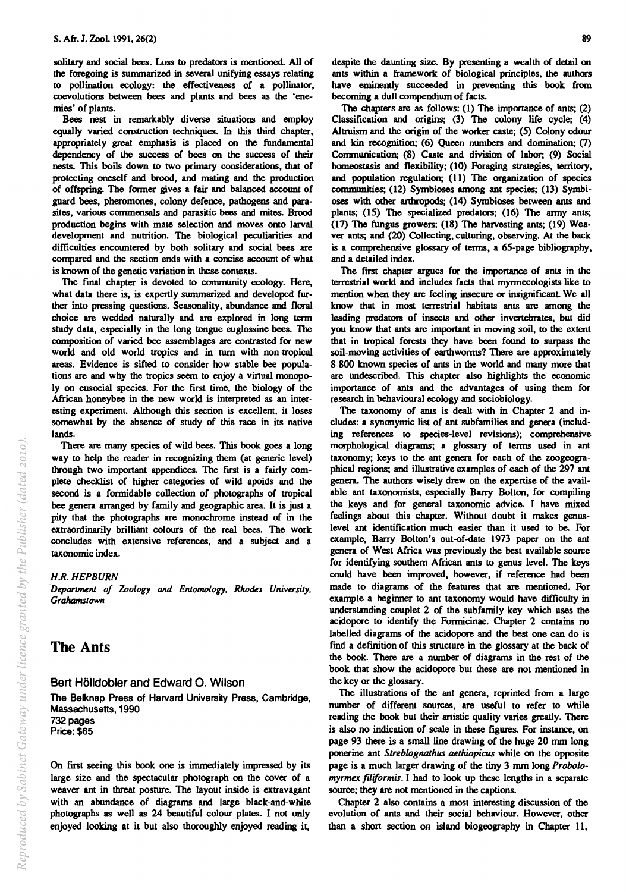solitary and social bees. Loss to predators is mentioned. All of the foregoing is summarized in several unifying essays relating to pollination ecology: the effectiveness of a pollinator, coevolutions between bees and plants and bees as the 'enemies' of plants.

Bees nest in remarkably diverse situations and employ equally varied construction techniques. In this third chapter, appropriately great emphasis is placed on the fundamental dependency of the success of bees on the success of their nests. This boils down to two primary considerations, that of protecting oneself and brood, and mating and the production of offspring. The former gives a fair and balanced account of guard bees, pheromones, colony defence, pathogens and parasites, various commensals and parasitic bees and mites. Brood production begins with mate selection and moves onto larval development and nutrition. The biological peculiarities and difficulties encountered by both solitary and social bees are compared and the section ends with a concise account of what is known of the genetic variation in these contexts.

The final chapter is devoted to community ecology. Here, what data there is, is expertly summarized and developed further into pressing questions. Seasonality, abundance and floral choice are wedded naturally and are explored in long term study data, especially in the long tongue euglossine bees. The composition of varied bee assemblages are contrasted for new world and old world tropics and in turn with non-tropical areas. Evidence is sifted to consider how stable bee populations are and why the tropics seem to enjoy a virtual monopoly on eusocial species. For the first time, the biology of the African honeybee in the new world is interpreted as an interesting experiment. Although this section is excellent, it loses somewhat by the absence of study of this race in its native lands.

There are many species of wild bees. This book goes a long way to help the reader in recognizing them (at generic level) through two important appendices. The first is a fairly complete checklist of higher categories of wild apoids and the second is a formidable collection of photographs of tropical bee genera arranged by family and geographic area. It is just a pity that the photographs are monochrome instead of in the extraordinarily brilliant colours of the real bees. The work concludes with extensive references, and a subject and a taxonomic index.

*H.R. HEPBURN*

*Department of Zoology and Entomology, Rhodes University, Grahamstown*

# The Ants

**Bert Hölldobler and Edward O. Wilson**

**The Belknap Press of Harvard University Press, Cambridge, Massachusetts, 1990**
**732 pages**
**Price: $65**

On first seeing this book one is immediately impressed by its large size and the spectacular photograph on the cover of a weaver ant in threat posture. The layout inside is extravagant with an abundance of diagrams and large black-and-white photographs as well as 24 beautiful colour plates. I not only enjoyed looking at it but also thoroughly enjoyed reading it, despite the daunting size. By presenting a wealth of detail on ants within a framework of biological principles, the authors have eminently succeeded in preventing this book from becoming a dull compendium of facts.

The chapters are as follows: (1) The importance of ants; (2) Classification and origins; (3) The colony life cycle; (4) Altruism and the origin of the worker caste; (5) Colony odour and kin recognition; (6) Queen numbers and domination; (7) Communication; (8) Caste and division of labor; (9) Social homeostasis and flexibility; (10) Foraging strategies, territory, and population regulation; (11) The organization of species communities; (12) Symbioses among ant species; (13) Symbioses with other arthropods; (14) Symbioses between ants and plants; (15) The specialized predators; (16) The army ants; (17) The fungus growers; (18) The harvesting ants; (19) Weaver ants; and (20) Collecting, culturing, observing. At the back is a comprehensive glossary of terms, a 65-page bibliography, and a detailed index.

The first chapter argues for the importance of ants in the terrestrial world and includes facts that myrmecologists like to mention when they are feeling insecure or insignificant. We all know that in most terrestrial habitats ants are among the leading predators of insects and other invertebrates, but did you know that ants are important in moving soil, to the extent that in tropical forests they have been found to surpass the soil-moving activities of earthworms? There are approximately 8 800 known species of ants in the world and many more that are undescribed. This chapter also highlights the economic importance of ants and the advantages of using them for research in behavioural ecology and sociobiology.

The taxonomy of ants is dealt with in Chapter 2 and includes: a synonymic list of ant subfamilies and genera (including references to species-level revisions); comprehensive morphological diagrams; a glossary of terms used in ant taxonomy; keys to the ant genera for each of the zoogeographical regions; and illustrative examples of each of the 297 ant genera. The authors wisely drew on the expertise of the available ant taxonomists, especially Barry Bolton, for compiling the keys and for general taxonomic advice. I have mixed feelings about this chapter. Without doubt it makes genus-level ant identification much easier than it used to be. For example, Barry Bolton's out-of-date 1973 paper on the ant genera of West Africa was previously the best available source for identifying southern African ants to genus level. The keys could have been improved, however, if reference had been made to diagrams of the features that are mentioned. For example a beginner to ant taxonomy would have difficulty in understanding couplet 2 of the subfamily key which uses the acidopore to identify the Formicinae. Chapter 2 contains no labelled diagrams of the acidopore and the best one can do is find a definition of this structure in the glossary at the back of the book. There are a number of diagrams in the rest of the book that show the acidopore but these are not mentioned in the key or the glossary.

The illustrations of the ant genera, reprinted from a large number of different sources, are useful to refer to while reading the book but their artistic quality varies greatly. There is also no indication of scale in these figures. For instance, on page 93 there is a small line drawing of the huge 20 mm long ponerine ant *Streblognathus aethiopicus* while on the opposite page is a much larger drawing of the tiny 3 mm long *Probolomyrmex filiformis*. I had to look up these lengths in a separate source; they are not mentioned in the captions.

Chapter 2 also contains a most interesting discussion of the evolution of ants and their social behaviour. However, other than a short section on island biogeography in Chapter 11,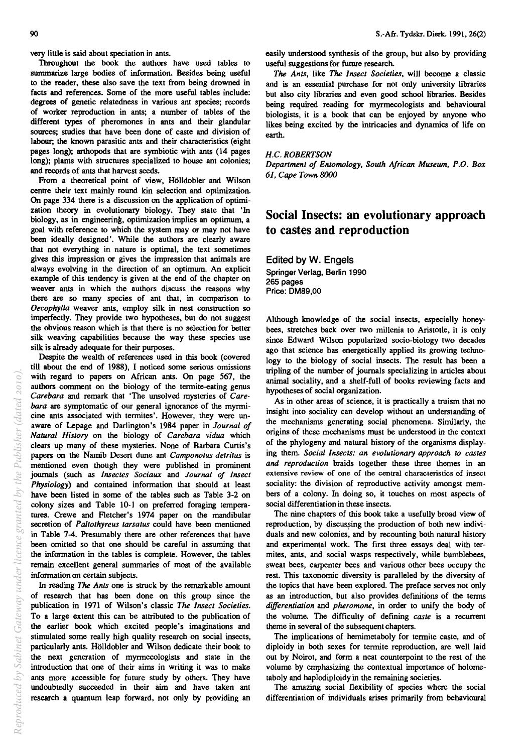very little is said about speciation in ants.

Throughout the book the authors have used tables to summarize large bodies of information. Besides being useful to the reader, these also save the text from being drowned in facts and references. Some of the more useful tables include: degrees of genetic relatedness in various ant species; records of worker reproduction in ants; a number of tables of the different types of pheromones in ants and their glandular sources; studies that have been done of caste and division of labour; the known parasitic ants and their characteristics (eight pages long); arthopods that are symbiotic with ants (14 pages long); plants with structures specialized to house ant colonies; and records of ants that harvest seeds.

From a theoretical point of view, Hölldobler and Wilson centre their text mainly round kin selection and optimization. On page 334 there is a discussion on the application of optimization theory in evolutionary biology. They state that 'In biology, as in engineering, optimization implies an optimum, a goal with reference to which the system may or may not have been ideally designed'. While the authors are clearly aware that not everything in nature is optimal, the text sometimes gives this impression or gives the impression that animals are always evolving in the direction of an optimum. An explicit example of this tendency is given at the end of the chapter on weaver ants in which the authors discuss the reasons why there are so many species of ant that, in comparison to *Oecophylla* weaver ants, employ silk in nest construction so imperfectly. They provide two hypotheses, but do not suggest the obvious reason which is that there is no selection for better silk weaving capabilities because the way these species use silk is already adequate for their purposes.

Despite the wealth of references used in this book (covered till about the end of 1988), I noticed some serious omissions with regard to papers on African ants. On page 567, the authors comment on the biology of the termite-eating genus *Carebara* and remark that 'The unsolved mysteries of *Carebara* are symptomatic of our general ignorance of the myrmicine ants associated with termites'. However, they were unaware of Lepage and Darlington's 1984 paper in *Journal of Natural History* on the biology of *Carebara vidua* which clears up many of these mysteries. None of Barbara Curtis's papers on the Namib Desert dune ant *Camponotus detritus* is mentioned even though they were published in prominent journals (such as *Insectes Sociaux* and *Journal of Insect Physiology*) and contained information that should at least have been listed in some of the tables such as Table 3-2 on colony sizes and Table 10-1 on preferred foraging temperatures. Crewe and Fletcher's 1974 paper on the mandibular secretion of *Paltothyreus tarsatus* could have been mentioned in Table 7-4. Presumably there are other references that have been omitted so that one should be careful in assuming that the information in the tables is complete. However, the tables remain excellent general summaries of most of the available information on certain subjects.

In reading *The Ants* one is struck by the remarkable amount of research that has been done on this group since the publication in 1971 of Wilson's classic *The Insect Societies*. To a large extent this can be attributed to the publication of the earlier book which excited people's imaginations and stimulated some really high quality research on social insects, particularly ants. Hölldobler and Wilson dedicate their book to the next generation of myrmecologists and state in the introduction that one of their aims in writing it was to make ants more accessible for future study by others. They have undoubtedly succeeded in their aim and have taken ant research a quantum leap forward, not only by providing an easily understood synthesis of the group, but also by providing useful suggestions for future research.

*The Ants*, like *The Insect Societies*, will become a classic and is an essential purchase for not only university libraries but also city libraries and even good school libraries. Besides being required reading for myrmecologists and behavioural biologists, it is a book that can be enjoyed by anyone who likes being excited by the intricacies and dynamics of life on earth.

*H.C. ROBERTSON*
*Department of Entomology, South African Museum, P.O. Box 61, Cape Town 8000*

## Social Insects: an evolutionary approach to castes and reproduction

Edited by W. Engels
Springer Verlag, Berlin 1990
265 pages
Price: DM89,00

Although knowledge of the social insects, especially honeybees, stretches back over two millenia to Aristotle, it is only since Edward Wilson popularized socio-biology two decades ago that science has energetically applied its growing technology to the biology of social insects. The result has been a tripling of the number of journals specializing in articles about animal sociality, and a shelf-full of books reviewing facts and hypotheses of social organization.

As in other areas of science, it is practically a truism that no insight into sociality can develop without an understanding of the mechanisms generating social phenomena. Similarly, the origins of these mechanisms must be understood in the context of the phylogeny and natural history of the organisms displaying them. *Social Insects: an evolutionary approach to castes and reproduction* braids together these three themes in an extensive review of one of the central characteristics of insect sociality: the division of reproductive activity amongst members of a colony. In doing so, it touches on most aspects of social differentiation in these insects.

The nine chapters of this book take a usefully broad view of reproduction, by discussing the production of both new individuals and new colonies, and by recounting both natural history and experimental work. The first three essays deal with termites, ants, and social wasps respectively, while bumblebees, sweat bees, carpenter bees and various other bees occupy the rest. This taxonomic diversity is paralleled by the diversity of the topics that have been explored. The preface serves not only as an introduction, but also provides definitions of the terms *differentiation* and *pheromone*, in order to unify the body of the volume. The difficulty of defining *caste* is a recurrent theme in several of the subsequent chapters.

The implications of hemimetaboly for termite caste, and of diploidy in both sexes for termite reproduction, are well laid out by Noirot, and form a neat counterpoint to the rest of the volume by emphasizing the contextual importance of holometaboly and haplodiploidy in the remaining societies.

The amazing social flexibility of species where the social differentiation of individuals arises primarily from behavioural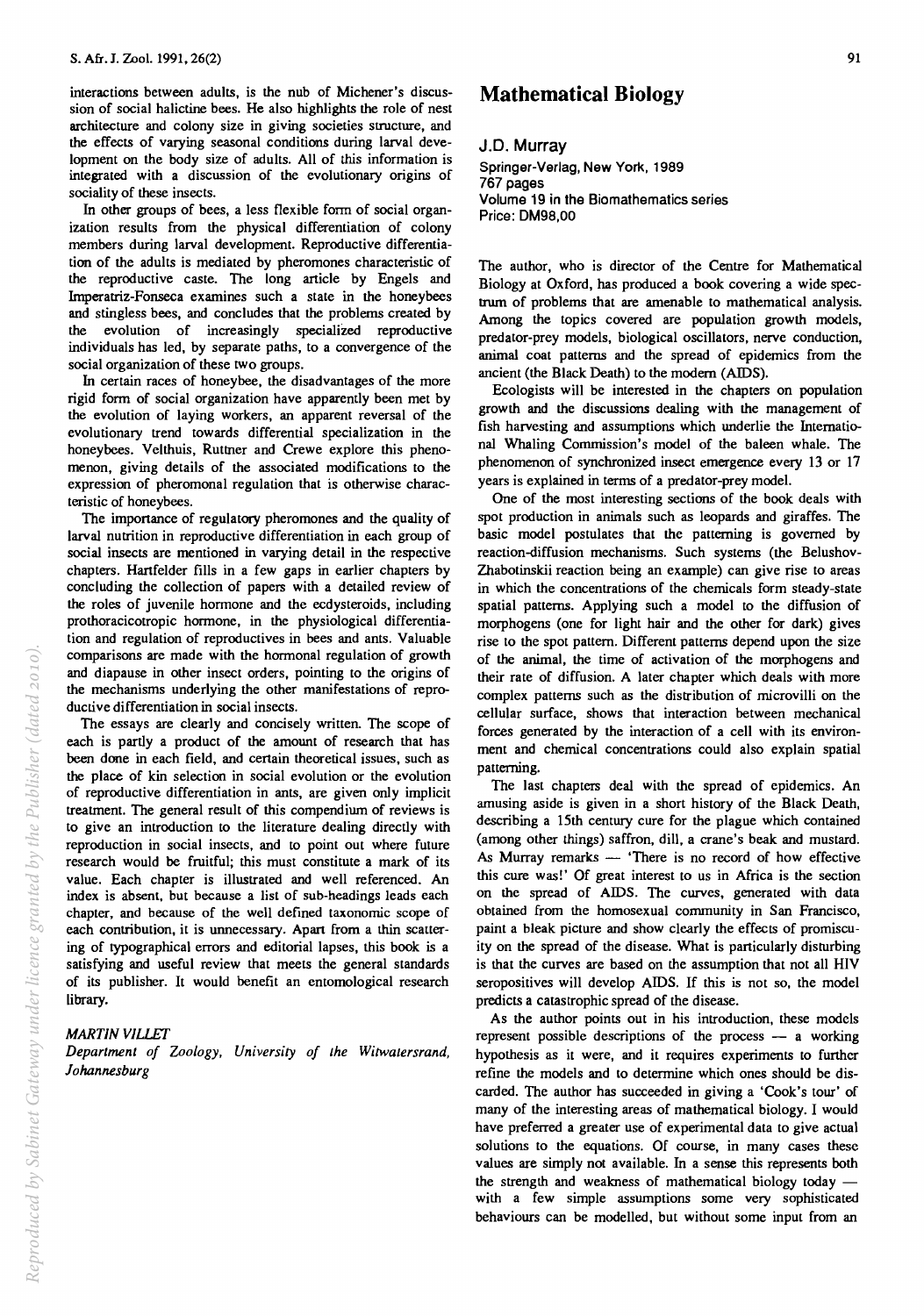interactions between adults, is the nub of Michener's discussion of social halictine bees. He also highlights the role of nest architecture and colony size in giving societies structure, and the effects of varying seasonal conditions during larval development on the body size of adults. All of this information is integrated with a discussion of the evolutionary origins of sociality of these insects.

In other groups of bees, a less flexible form of social organization results from the physical differentiation of colony members during larval development. Reproductive differentiation of the adults is mediated by pheromones characteristic of the reproductive caste. The long article by Engels and Imperatriz-Fonseca examines such a state in the honeybees and stingless bees, and concludes that the problems created by the evolution of increasingly specialized reproductive individuals has led, by separate paths, to a convergence of the social organization of these two groups.

In certain races of honeybee, the disadvantages of the more rigid form of social organization have apparently been met by the evolution of laying workers, an apparent reversal of the evolutionary trend towards differential specialization in the honeybees. Velthuis, Ruttner and Crewe explore this phenomenon, giving details of the associated modifications to the expression of pheromonal regulation that is otherwise characteristic of honeybees.

The importance of regulatory pheromones and the quality of larval nutrition in reproductive differentiation in each group of social insects are mentioned in varying detail in the respective chapters. Hartfelder fills in a few gaps in earlier chapters by concluding the collection of papers with a detailed review of the roles of juvenile hormone and the ecdysteroids, including prothoracicotropic hormone, in the physiological differentiation and regulation of reproductives in bees and ants. Valuable comparisons are made with the hormonal regulation of growth and diapause in other insect orders, pointing to the origins of the mechanisms underlying the other manifestations of reproductive differentiation in social insects.

The essays are clearly and concisely written. The scope of each is partly a product of the amount of research that has been done in each field, and certain theoretical issues, such as the place of kin selection in social evolution or the evolution of reproductive differentiation in ants, are given only implicit treatment. The general result of this compendium of reviews is to give an introduction to the literature dealing directly with reproduction in social insects, and to point out where future research would be fruitful; this must constitute a mark of its value. Each chapter is illustrated and well referenced. An index is absent, but because a list of sub-headings leads each chapter, and because of the well defined taxonomic scope of each contribution, it is unnecessary. Apart from a thin scattering of typographical errors and editorial lapses, this book is a satisfying and useful review that meets the general standards of its publisher. It would benefit an entomological research library.

*MARTIN VILLET*
*Department of Zoology, University of the Witwatersrand, Johannesburg*

# Mathematical Biology

**J.D. Murray**
Springer-Verlag, New York, 1989
767 pages
Volume 19 in the Biomathematics series
Price: DM98,00

The author, who is director of the Centre for Mathematical Biology at Oxford, has produced a book covering a wide spectrum of problems that are amenable to mathematical analysis. Among the topics covered are population growth models, predator-prey models, biological oscillators, nerve conduction, animal coat patterns and the spread of epidemics from the ancient (the Black Death) to the modern (AIDS).

Ecologists will be interested in the chapters on population growth and the discussions dealing with the management of fish harvesting and assumptions which underlie the International Whaling Commission's model of the baleen whale. The phenomenon of synchronized insect emergence every 13 or 17 years is explained in terms of a predator-prey model.

One of the most interesting sections of the book deals with spot production in animals such as leopards and giraffes. The basic model postulates that the patterning is governed by reaction-diffusion mechanisms. Such systems (the Belushov-Zhabotinskii reaction being an example) can give rise to areas in which the concentrations of the chemicals form steady-state spatial patterns. Applying such a model to the diffusion of morphogens (one for light hair and the other for dark) gives rise to the spot pattern. Different patterns depend upon the size of the animal, the time of activation of the morphogens and their rate of diffusion. A later chapter which deals with more complex patterns such as the distribution of microvilli on the cellular surface, shows that interaction between mechanical forces generated by the interaction of a cell with its environment and chemical concentrations could also explain spatial patterning.

The last chapters deal with the spread of epidemics. An amusing aside is given in a short history of the Black Death, describing a 15th century cure for the plague which contained (among other things) saffron, dill, a crane's beak and mustard. As Murray remarks — 'There is no record of how effective this cure was!' Of great interest to us in Africa is the section on the spread of AIDS. The curves, generated with data obtained from the homosexual community in San Francisco, paint a bleak picture and show clearly the effects of promiscuity on the spread of the disease. What is particularly disturbing is that the curves are based on the assumption that not all HIV seropositives will develop AIDS. If this is not so, the model predicts a catastrophic spread of the disease.

As the author points out in his introduction, these models represent possible descriptions of the process — a working hypothesis as it were, and it requires experiments to further refine the models and to determine which ones should be discarded. The author has succeeded in giving a 'Cook's tour' of many of the interesting areas of mathematical biology. I would have preferred a greater use of experimental data to give actual solutions to the equations. Of course, in many cases these values are simply not available. In a sense this represents both the strength and weakness of mathematical biology today — with a few simple assumptions some very sophisticated behaviours can be modelled, but without some input from an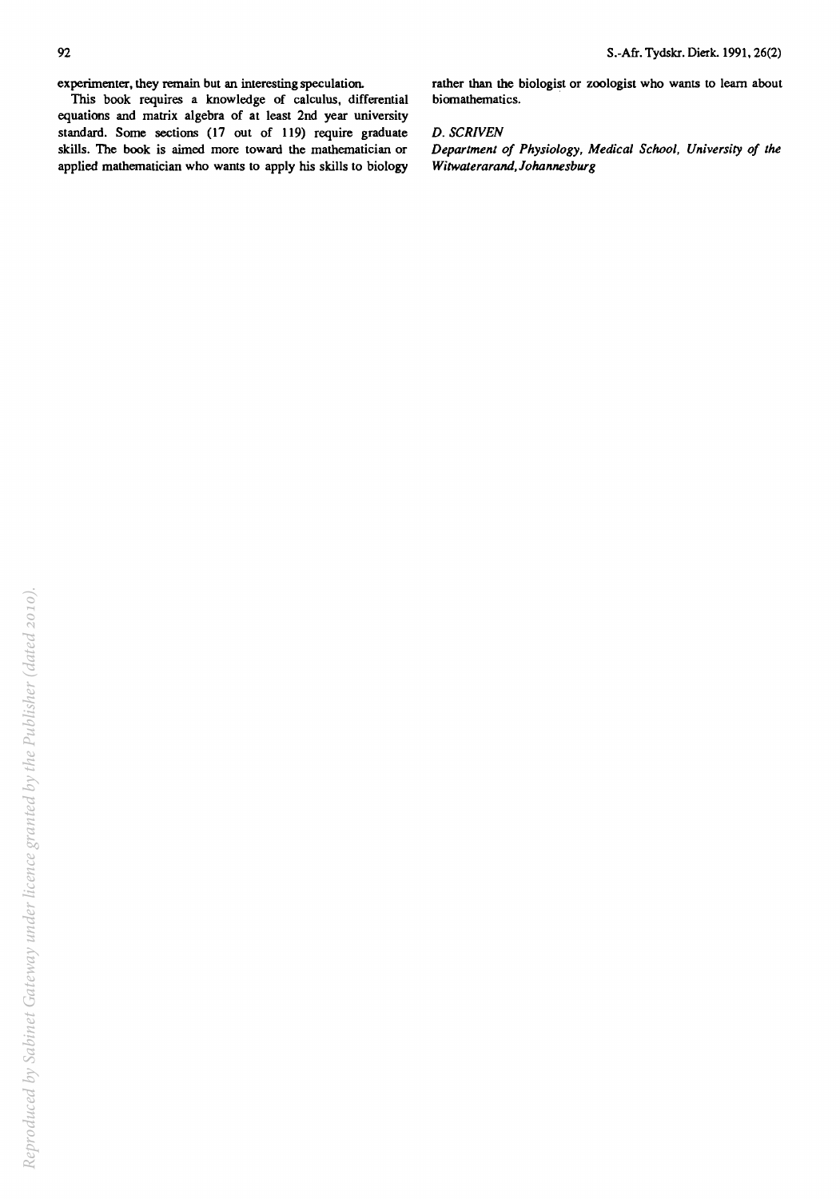experimenter, they remain but an interesting speculation.

This book requires a knowledge of calculus, differential equations and matrix algebra of at least 2nd year university standard. Some sections (17 out of 119) require graduate skills. The book is aimed more toward the mathematician or applied mathematician who wants to apply his skills to biology rather than the biologist or zoologist who wants to learn about biomathematics.

*D. SCRIVEN*

*Department of Physiology, Medical School, University of the Witwaterarand, Johannesburg*